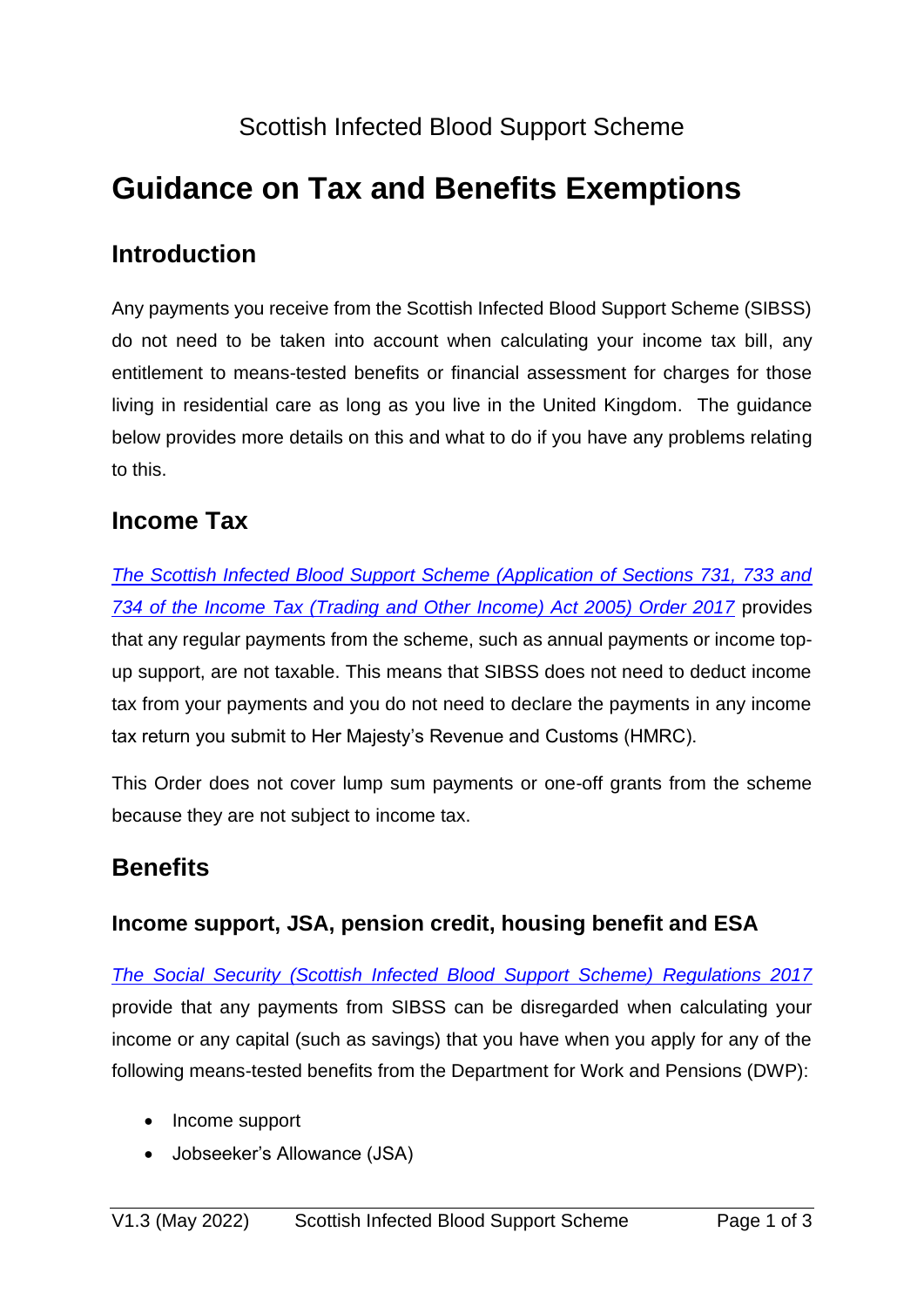Scottish Infected Blood Support Scheme

# Guidance on Tax and Benefits Exemptions

## Introduction

Any payments you receive from the Scottish Infected Blood Support Scheme (SIBSS) do not need to be taken into account when calculating your income tax bill, any entitlement to means-tested benefits or financial assessment for charges for those living in residential care as long as you live in the United Kingdom. The guidance below provides more details on this and what to do if you have any problems relating to this.

## Income Tax

*The Scottish Infected Blood Support Scheme (Application of Sections 731, 733 and 734 of the Income Tax (Trading and Other Income) Act 2005) Order 2017* provides that any regular payments from the scheme, such as annual payments or income top-up support, are not taxable. This means that SIBSS does not need to deduct income tax from your payments and you do not need to declare the payments in any income tax return you submit to Her Majesty's Revenue and Customs (HMRC).

This Order does not cover lump sum payments or one-off grants from the scheme because they are not subject to income tax.

## Benefits

### Income support, JSA, pension credit, housing benefit and ESA

*The Social Security (Scottish Infected Blood Support Scheme) Regulations 2017* provide that any payments from SIBSS can be disregarded when calculating your income or any capital (such as savings) that you have when you apply for any of the following means-tested benefits from the Department for Work and Pensions (DWP):

- Income support
- Jobseeker's Allowance (JSA)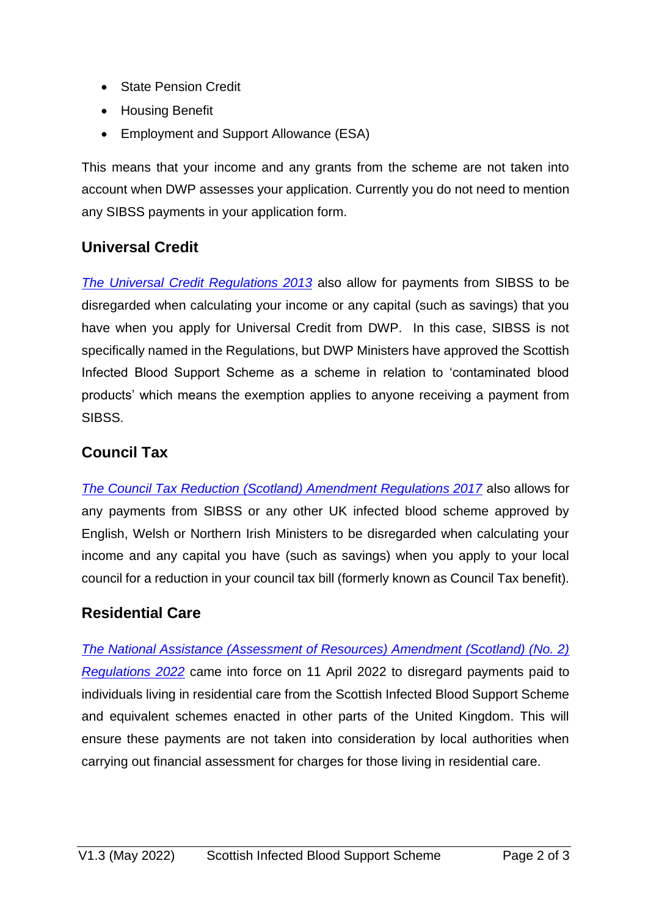- State Pension Credit
- Housing Benefit
- Employment and Support Allowance (ESA)

This means that your income and any grants from the scheme are not taken into account when DWP assesses your application. Currently you do not need to mention any SIBSS payments in your application form.

## Universal Credit

*The Universal Credit Regulations 2013* also allow for payments from SIBSS to be disregarded when calculating your income or any capital (such as savings) that you have when you apply for Universal Credit from DWP. In this case, SIBSS is not specifically named in the Regulations, but DWP Ministers have approved the Scottish Infected Blood Support Scheme as a scheme in relation to 'contaminated blood products' which means the exemption applies to anyone receiving a payment from SIBSS.

## Council Tax

*The Council Tax Reduction (Scotland) Amendment Regulations 2017* also allows for any payments from SIBSS or any other UK infected blood scheme approved by English, Welsh or Northern Irish Ministers to be disregarded when calculating your income and any capital you have (such as savings) when you apply to your local council for a reduction in your council tax bill (formerly known as Council Tax benefit).

## Residential Care

*The National Assistance (Assessment of Resources) Amendment (Scotland) (No. 2) Regulations 2022* came into force on 11 April 2022 to disregard payments paid to individuals living in residential care from the Scottish Infected Blood Support Scheme and equivalent schemes enacted in other parts of the United Kingdom. This will ensure these payments are not taken into consideration by local authorities when carrying out financial assessment for charges for those living in residential care.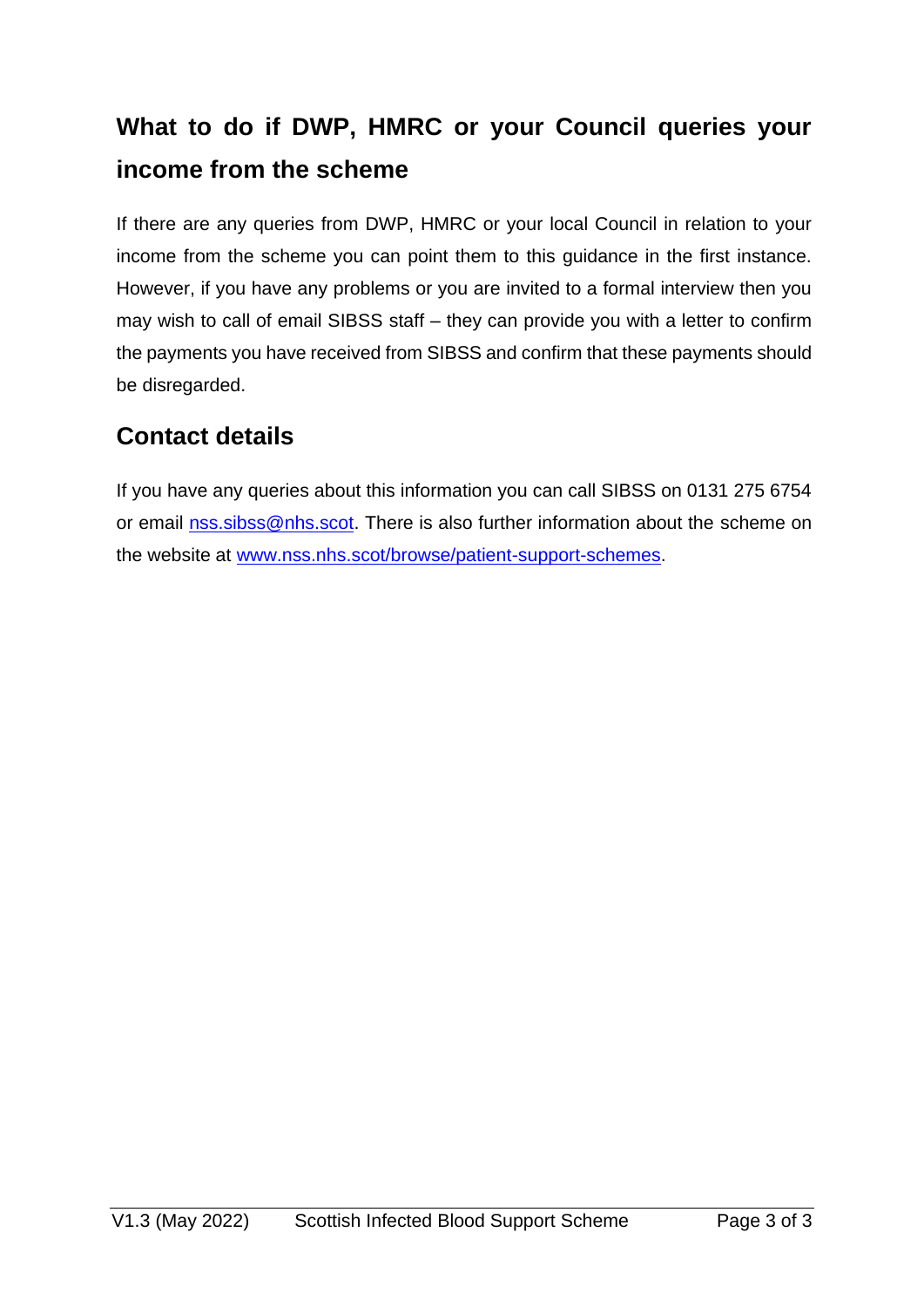## What to do if DWP, HMRC or your Council queries your income from the scheme

If there are any queries from DWP, HMRC or your local Council in relation to your income from the scheme you can point them to this guidance in the first instance. However, if you have any problems or you are invited to a formal interview then you may wish to call of email SIBSS staff – they can provide you with a letter to confirm the payments you have received from SIBSS and confirm that these payments should be disregarded.

## Contact details

If you have any queries about this information you can call SIBSS on 0131 275 6754 or email nss.sibss@nhs.scot. There is also further information about the scheme on the website at www.nss.nhs.scot/browse/patient-support-schemes.